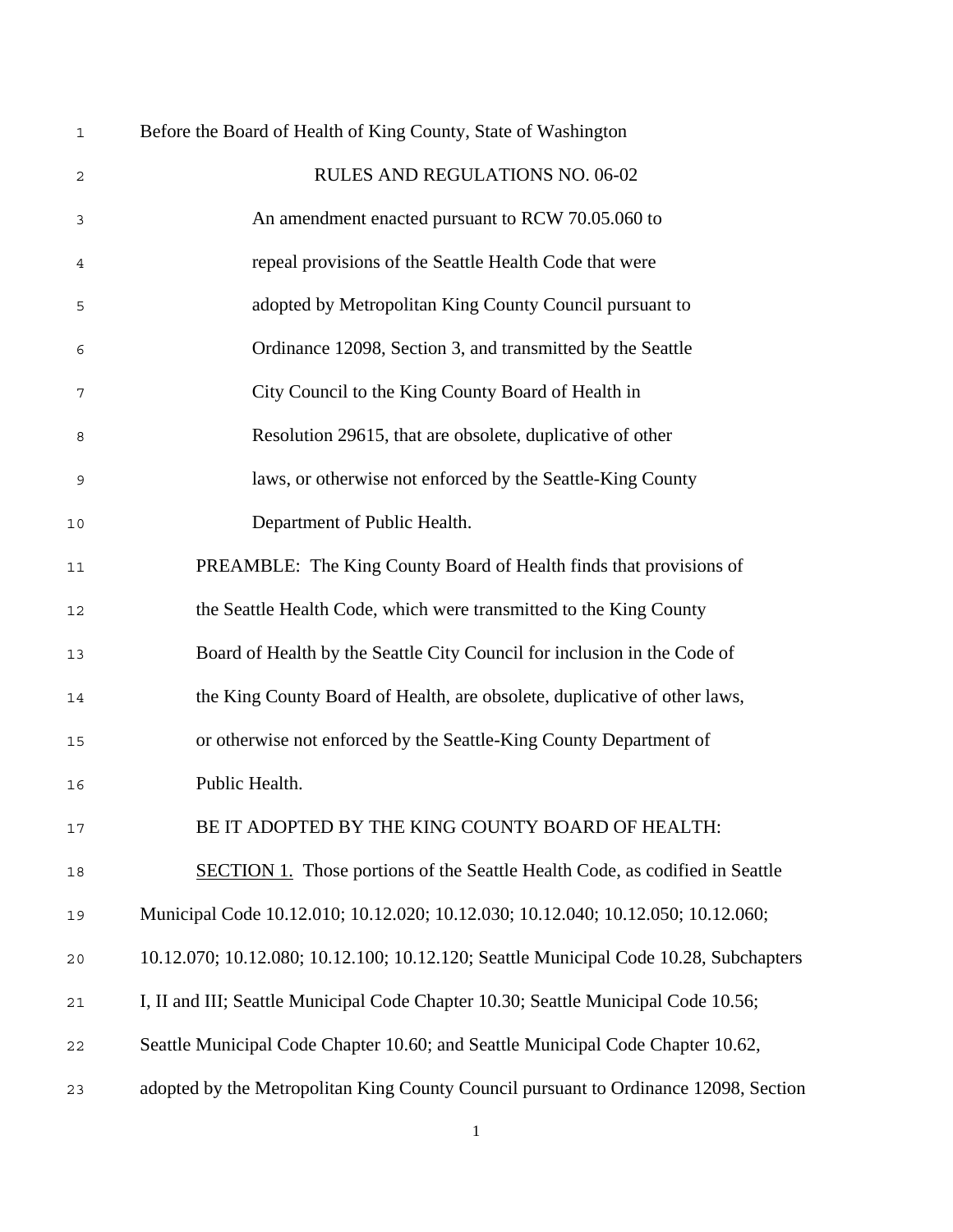Before the Board of Health of King County, State of Washington

RULES AND REGULATIONS NO. 06-02

An amendment enacted pursuant to RCW 70.05.060 to repeal provisions of the Seattle Health Code that were adopted by Metropolitan King County Council pursuant to Ordinance 12098, Section 3, and transmitted by the Seattle City Council to the King County Board of Health in Resolution 29615, that are obsolete, duplicative of other laws, or otherwise not enforced by the Seattle-King County Department of Public Health.

PREAMBLE: The King County Board of Health finds that provisions of the Seattle Health Code, which were transmitted to the King County Board of Health by the Seattle City Council for inclusion in the Code of the King County Board of Health, are obsolete, duplicative of other laws, or otherwise not enforced by the Seattle-King County Department of Public Health.

BE IT ADOPTED BY THE KING COUNTY BOARD OF HEALTH:

<u>SECTION 1.</u> Those portions of the Seattle Health Code, as codified in Seattle Municipal Code 10.12.010; 10.12.020; 10.12.030; 10.12.040; 10.12.050; 10.12.060; 10.12.070; 10.12.080; 10.12.100; 10.12.120; Seattle Municipal Code 10.28, Subchapters I, II and III; Seattle Municipal Code Chapter 10.30; Seattle Municipal Code 10.56; Seattle Municipal Code Chapter 10.60; and Seattle Municipal Code Chapter 10.62, adopted by the Metropolitan King County Council pursuant to Ordinance 12098, Section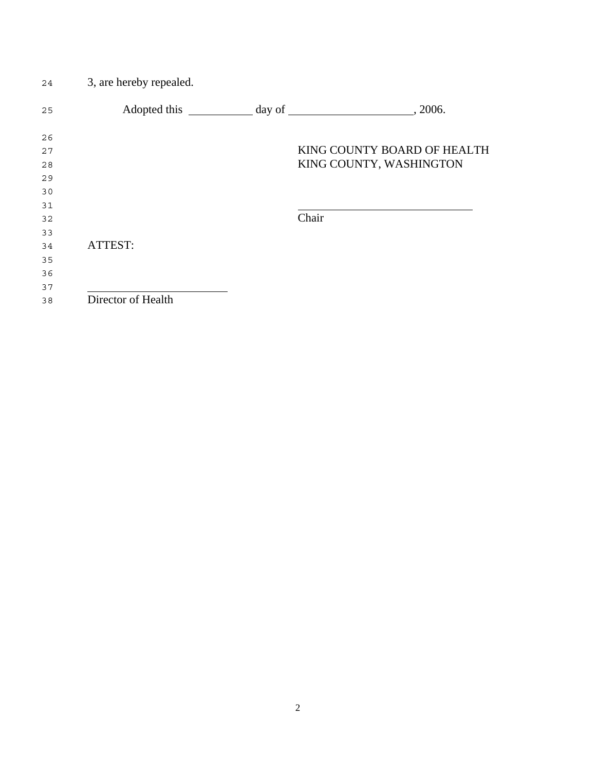3, are hereby repealed.

Adopted this ___________ day of _____________________, 2006.

KING COUNTY BOARD OF HEALTH
KING COUNTY, WASHINGTON

_______________________________
Chair

ATTEST:

_________________________
Director of Health